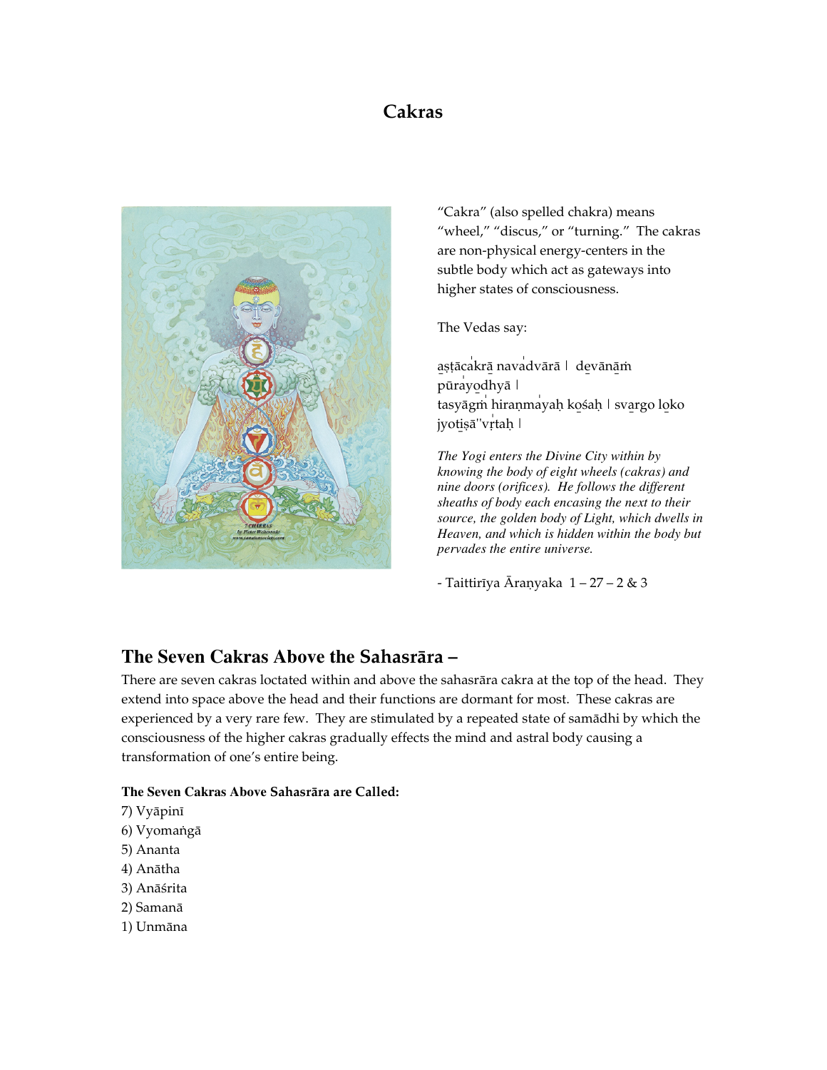# Cakras

"Cakra" (also spelled chakra) means "wheel," "discus," or "turning." The cakras are non-physical energy-centers in the subtle body which act as gateways into higher states of consciousness.

The Vedas say:

aṣṭācakrā navadvārā । devānāṁ pūrayodhyā ।
tasyāgṁ hiraṇmayaḥ kośaḥ । svargo loko jyotiṣā''vṛtaḥ ।

*The Yogi enters the Divine City within by knowing the body of eight wheels (cakras) and nine doors (orifices). He follows the different sheaths of body each encasing the next to their source, the golden body of Light, which dwells in Heaven, and which is hidden within the body but pervades the entire universe.*

- Taittirīya Āraṇyaka 1 – 27 – 2 & 3

## The Seven Cakras Above the Sahasrāra –

There are seven cakras loctated within and above the sahasrāra cakra at the top of the head. They extend into space above the head and their functions are dormant for most. These cakras are experienced by a very rare few. They are stimulated by a repeated state of samādhi by which the consciousness of the higher cakras gradually effects the mind and astral body causing a transformation of one's entire being.

**The Seven Cakras Above Sahasrāra are Called:**

7) Vyāpinī
6) Vyomaṅgā
5) Ananta
4) Anātha
3) Anāśrita
2) Samanā
1) Unmāna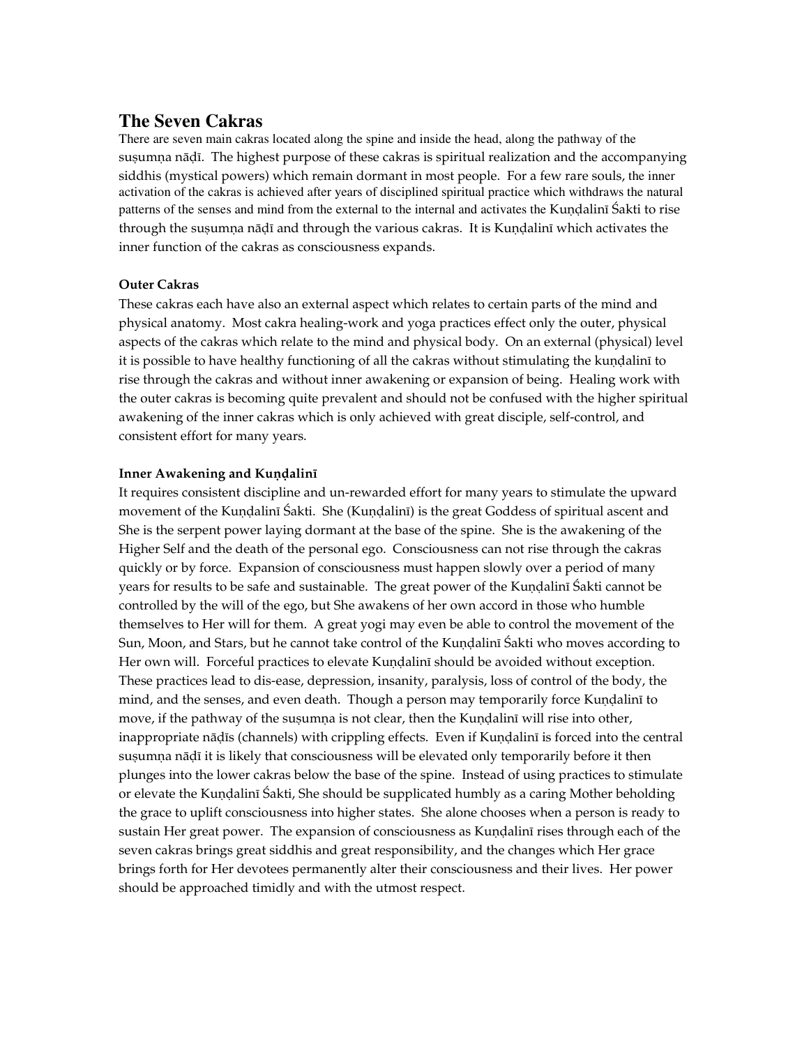## The Seven Cakras

There are seven main cakras located along the spine and inside the head, along the pathway of the suṣumṇa nāḍī. The highest purpose of these cakras is spiritual realization and the accompanying siddhis (mystical powers) which remain dormant in most people. For a few rare souls, the inner activation of the cakras is achieved after years of disciplined spiritual practice which withdraws the natural patterns of the senses and mind from the external to the internal and activates the Kuṇḍalinī Śakti to rise through the suṣumṇa nāḍī and through the various cakras. It is Kuṇḍalinī which activates the inner function of the cakras as consciousness expands.

**Outer Cakras**

These cakras each have also an external aspect which relates to certain parts of the mind and physical anatomy. Most cakra healing-work and yoga practices effect only the outer, physical aspects of the cakras which relate to the mind and physical body. On an external (physical) level it is possible to have healthy functioning of all the cakras without stimulating the kuṇḍalinī to rise through the cakras and without inner awakening or expansion of being. Healing work with the outer cakras is becoming quite prevalent and should not be confused with the higher spiritual awakening of the inner cakras which is only achieved with great disciple, self-control, and consistent effort for many years.

**Inner Awakening and Kuṇḍalinī**

It requires consistent discipline and un-rewarded effort for many years to stimulate the upward movement of the Kuṇḍalinī Śakti. She (Kuṇḍalinī) is the great Goddess of spiritual ascent and She is the serpent power laying dormant at the base of the spine. She is the awakening of the Higher Self and the death of the personal ego. Consciousness can not rise through the cakras quickly or by force. Expansion of consciousness must happen slowly over a period of many years for results to be safe and sustainable. The great power of the Kuṇḍalinī Śakti cannot be controlled by the will of the ego, but She awakens of her own accord in those who humble themselves to Her will for them. A great yogi may even be able to control the movement of the Sun, Moon, and Stars, but he cannot take control of the Kuṇḍalinī Śakti who moves according to Her own will. Forceful practices to elevate Kuṇḍalinī should be avoided without exception. These practices lead to dis-ease, depression, insanity, paralysis, loss of control of the body, the mind, and the senses, and even death. Though a person may temporarily force Kuṇḍalinī to move, if the pathway of the suṣumṇa is not clear, then the Kuṇḍalinī will rise into other, inappropriate nāḍīs (channels) with crippling effects. Even if Kuṇḍalinī is forced into the central suṣumṇa nāḍī it is likely that consciousness will be elevated only temporarily before it then plunges into the lower cakras below the base of the spine. Instead of using practices to stimulate or elevate the Kuṇḍalinī Śakti, She should be supplicated humbly as a caring Mother beholding the grace to uplift consciousness into higher states. She alone chooses when a person is ready to sustain Her great power. The expansion of consciousness as Kuṇḍalinī rises through each of the seven cakras brings great siddhis and great responsibility, and the changes which Her grace brings forth for Her devotees permanently alter their consciousness and their lives. Her power should be approached timidly and with the utmost respect.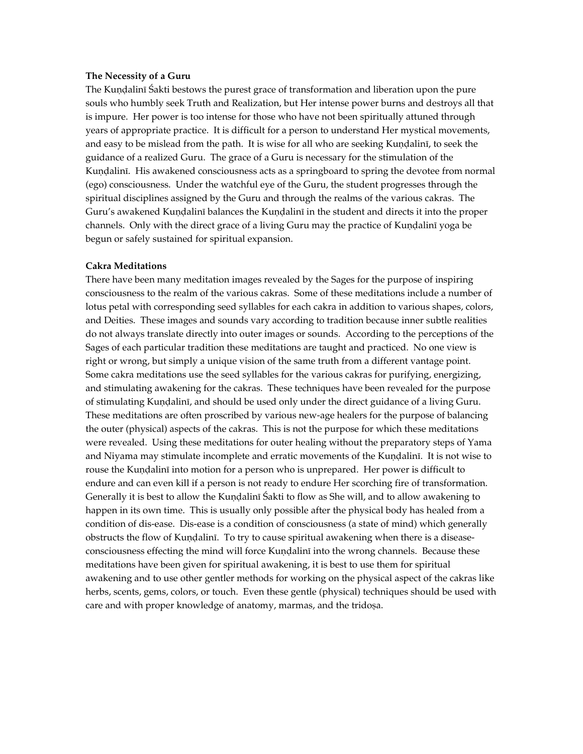**The Necessity of a Guru**

The Kuṇḍalinī Śakti bestows the purest grace of transformation and liberation upon the pure souls who humbly seek Truth and Realization, but Her intense power burns and destroys all that is impure. Her power is too intense for those who have not been spiritually attuned through years of appropriate practice. It is difficult for a person to understand Her mystical movements, and easy to be mislead from the path. It is wise for all who are seeking Kuṇḍalinī, to seek the guidance of a realized Guru. The grace of a Guru is necessary for the stimulation of the Kuṇḍalinī. His awakened consciousness acts as a springboard to spring the devotee from normal (ego) consciousness. Under the watchful eye of the Guru, the student progresses through the spiritual disciplines assigned by the Guru and through the realms of the various cakras. The Guru's awakened Kuṇḍalinī balances the Kuṇḍalinī in the student and directs it into the proper channels. Only with the direct grace of a living Guru may the practice of Kuṇḍalinī yoga be begun or safely sustained for spiritual expansion.

**Cakra Meditations**

There have been many meditation images revealed by the Sages for the purpose of inspiring consciousness to the realm of the various cakras. Some of these meditations include a number of lotus petal with corresponding seed syllables for each cakra in addition to various shapes, colors, and Deities. These images and sounds vary according to tradition because inner subtle realities do not always translate directly into outer images or sounds. According to the perceptions of the Sages of each particular tradition these meditations are taught and practiced. No one view is right or wrong, but simply a unique vision of the same truth from a different vantage point. Some cakra meditations use the seed syllables for the various cakras for purifying, energizing, and stimulating awakening for the cakras. These techniques have been revealed for the purpose of stimulating Kuṇḍalinī, and should be used only under the direct guidance of a living Guru. These meditations are often proscribed by various new-age healers for the purpose of balancing the outer (physical) aspects of the cakras. This is not the purpose for which these meditations were revealed. Using these meditations for outer healing without the preparatory steps of Yama and Niyama may stimulate incomplete and erratic movements of the Kuṇḍalinī. It is not wise to rouse the Kuṇḍalinī into motion for a person who is unprepared. Her power is difficult to endure and can even kill if a person is not ready to endure Her scorching fire of transformation. Generally it is best to allow the Kuṇḍalinī Śakti to flow as She will, and to allow awakening to happen in its own time. This is usually only possible after the physical body has healed from a condition of dis-ease. Dis-ease is a condition of consciousness (a state of mind) which generally obstructs the flow of Kuṇḍalinī. To try to cause spiritual awakening when there is a disease-consciousness effecting the mind will force Kuṇḍalinī into the wrong channels. Because these meditations have been given for spiritual awakening, it is best to use them for spiritual awakening and to use other gentler methods for working on the physical aspect of the cakras like herbs, scents, gems, colors, or touch. Even these gentle (physical) techniques should be used with care and with proper knowledge of anatomy, marmas, and the tridoṣa.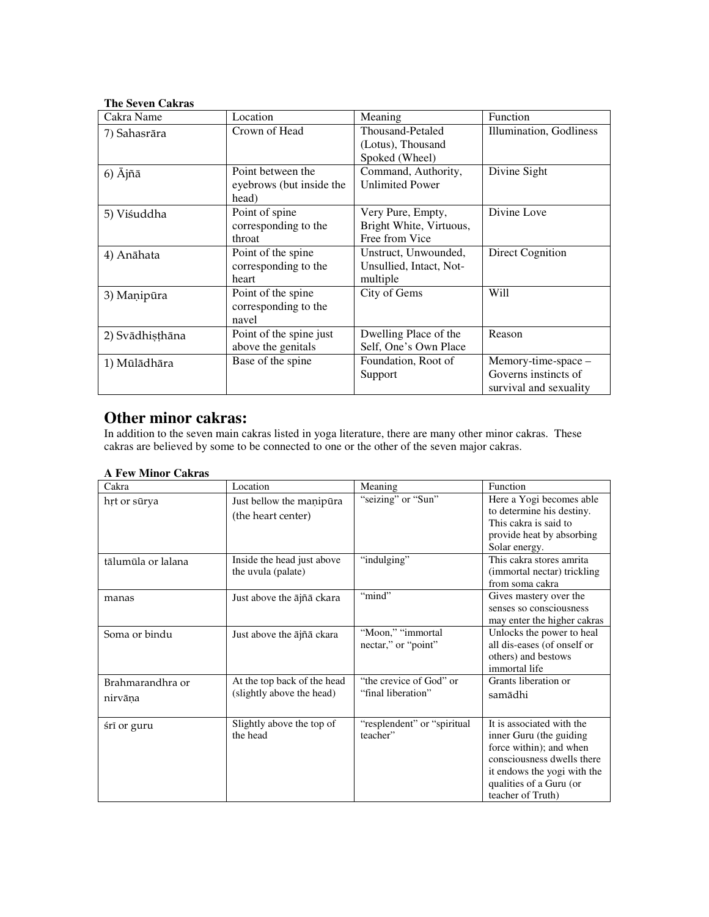**The Seven Cakras**

| Cakra Name | Location | Meaning | Function |
|---|---|---|---|
| 7) Sahasrāra | Crown of Head | Thousand-Petaled (Lotus), Thousand Spoked (Wheel) | Illumination, Godliness |
| 6) Ājñā | Point between the eyebrows (but inside the head) | Command, Authority, Unlimited Power | Divine Sight |
| 5) Viśuddha | Point of spine corresponding to the throat | Very Pure, Empty, Bright White, Virtuous, Free from Vice | Divine Love |
| 4) Anāhata | Point of the spine corresponding to the heart | Unstruct, Unwounded, Unsullied, Intact, Not-multiple | Direct Cognition |
| 3) Maṇipūra | Point of the spine corresponding to the navel | City of Gems | Will |
| 2) Svādhiṣṭhāna | Point of the spine just above the genitals | Dwelling Place of the Self, One's Own Place | Reason |
| 1) Mūlādhāra | Base of the spine | Foundation, Root of Support | Memory-time-space – Governs instincts of survival and sexuality |

## Other minor cakras:

In addition to the seven main cakras listed in yoga literature, there are many other minor cakras. These cakras are believed by some to be connected to one or the other of the seven major cakras.

**A Few Minor Cakras**

| Cakra | Location | Meaning | Function |
|---|---|---|---|
| hṛt or sūrya | Just bellow the maṇipūra (the heart center) | "seizing" or "Sun" | Here a Yogi becomes able to determine his destiny. This cakra is said to provide heat by absorbing Solar energy. |
| tālumūla or lalana | Inside the head just above the uvula (palate) | "indulging" | This cakra stores amrita (immortal nectar) trickling from soma cakra |
| manas | Just above the ājñā ckara | "mind" | Gives mastery over the senses so consciousness may enter the higher cakras |
| Soma or bindu | Just above the ājñā ckara | "Moon," "immortal nectar," or "point" | Unlocks the power to heal all dis-eases (of onself or others) and bestows immortal life |
| Brahmarandhra or nirvāṇa | At the top back of the head (slightly above the head) | "the crevice of God" or "final liberation" | Grants liberation or samādhi |
| śrī or guru | Slightly above the top of the head | "resplendent" or "spiritual teacher" | It is associated with the inner Guru (the guiding force within); and when consciousness dwells there it endows the yogi with the qualities of a Guru (or teacher of Truth) |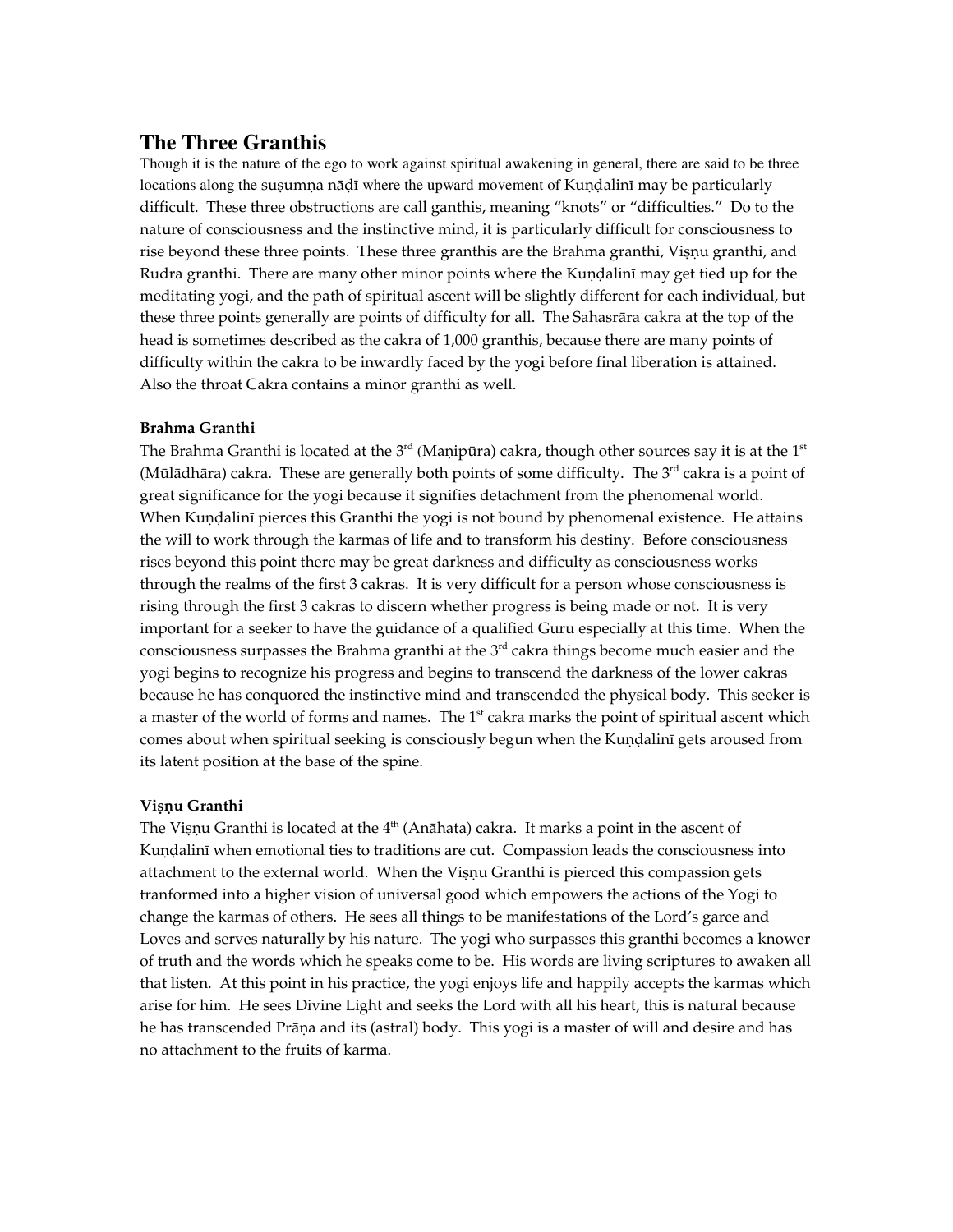## The Three Granthis

Though it is the nature of the ego to work against spiritual awakening in general, there are said to be three locations along the suṣumṇa nāḍī where the upward movement of Kuṇḍalinī may be particularly difficult. These three obstructions are call ganthis, meaning "knots" or "difficulties." Do to the nature of consciousness and the instinctive mind, it is particularly difficult for consciousness to rise beyond these three points. These three granthis are the Brahma granthi, Viṣṇu granthi, and Rudra granthi. There are many other minor points where the Kuṇḍalinī may get tied up for the meditating yogi, and the path of spiritual ascent will be slightly different for each individual, but these three points generally are points of difficulty for all. The Sahasrāra cakra at the top of the head is sometimes described as the cakra of 1,000 granthis, because there are many points of difficulty within the cakra to be inwardly faced by the yogi before final liberation is attained. Also the throat Cakra contains a minor granthi as well.

### Brahma Granthi

The Brahma Granthi is located at the 3rd (Maṇipūra) cakra, though other sources say it is at the 1st (Mūlādhāra) cakra. These are generally both points of some difficulty. The 3rd cakra is a point of great significance for the yogi because it signifies detachment from the phenomenal world. When Kuṇḍalinī pierces this Granthi the yogi is not bound by phenomenal existence. He attains the will to work through the karmas of life and to transform his destiny. Before consciousness rises beyond this point there may be great darkness and difficulty as consciousness works through the realms of the first 3 cakras. It is very difficult for a person whose consciousness is rising through the first 3 cakras to discern whether progress is being made or not. It is very important for a seeker to have the guidance of a qualified Guru especially at this time. When the consciousness surpasses the Brahma granthi at the 3rd cakra things become much easier and the yogi begins to recognize his progress and begins to transcend the darkness of the lower cakras because he has conquored the instinctive mind and transcended the physical body. This seeker is a master of the world of forms and names. The 1st cakra marks the point of spiritual ascent which comes about when spiritual seeking is consciously begun when the Kuṇḍalinī gets aroused from its latent position at the base of the spine.

### Viṣṇu Granthi

The Viṣṇu Granthi is located at the 4th (Anāhata) cakra. It marks a point in the ascent of Kuṇḍalinī when emotional ties to traditions are cut. Compassion leads the consciousness into attachment to the external world. When the Viṣṇu Granthi is pierced this compassion gets tranformed into a higher vision of universal good which empowers the actions of the Yogi to change the karmas of others. He sees all things to be manifestations of the Lord's garce and Loves and serves naturally by his nature. The yogi who surpasses this granthi becomes a knower of truth and the words which he speaks come to be. His words are living scriptures to awaken all that listen. At this point in his practice, the yogi enjoys life and happily accepts the karmas which arise for him. He sees Divine Light and seeks the Lord with all his heart, this is natural because he has transcended Prāṇa and its (astral) body. This yogi is a master of will and desire and has no attachment to the fruits of karma.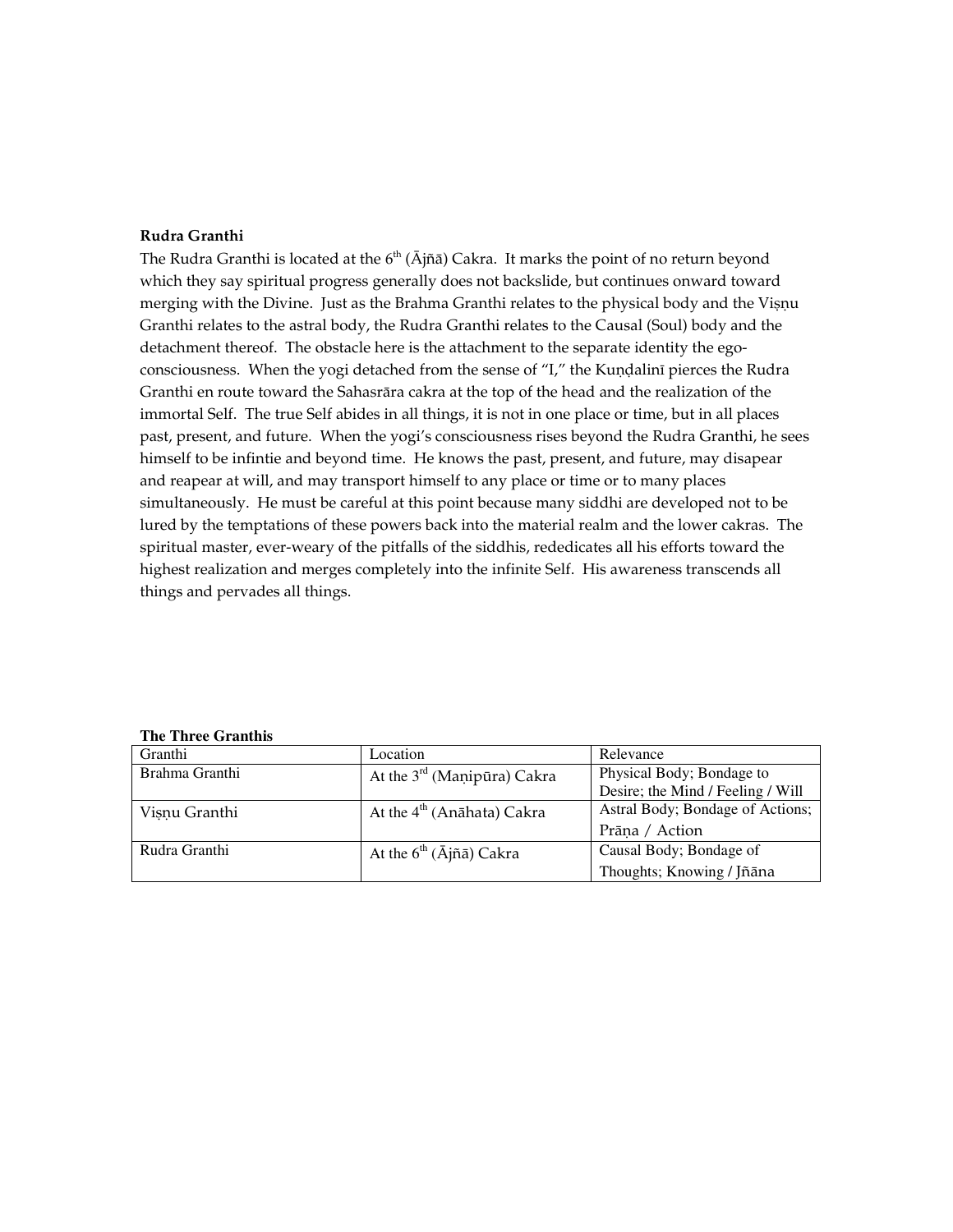**Rudra Granthi**

The Rudra Granthi is located at the 6th (Ājñā) Cakra. It marks the point of no return beyond which they say spiritual progress generally does not backslide, but continues onward toward merging with the Divine. Just as the Brahma Granthi relates to the physical body and the Viṣṇu Granthi relates to the astral body, the Rudra Granthi relates to the Causal (Soul) body and the detachment thereof. The obstacle here is the attachment to the separate identity the ego-consciousness. When the yogi detached from the sense of "I," the Kuṇḍalinī pierces the Rudra Granthi en route toward the Sahasrāra cakra at the top of the head and the realization of the immortal Self. The true Self abides in all things, it is not in one place or time, but in all places past, present, and future. When the yogi's consciousness rises beyond the Rudra Granthi, he sees himself to be infintie and beyond time. He knows the past, present, and future, may disapear and reapear at will, and may transport himself to any place or time or to many places simultaneously. He must be careful at this point because many siddhi are developed not to be lured by the temptations of these powers back into the material realm and the lower cakras. The spiritual master, ever-weary of the pitfalls of the siddhis, rededicates all his efforts toward the highest realization and merges completely into the infinite Self. His awareness transcends all things and pervades all things.

**The Three Granthis**

| Granthi | Location | Relevance |
|---|---|---|
| Brahma Granthi | At the 3rd (Maṇipūra) Cakra | Physical Body; Bondage to Desire; the Mind / Feeling / Will |
| Viṣṇu Granthi | At the 4th (Anāhata) Cakra | Astral Body; Bondage of Actions; Prāṇa / Action |
| Rudra Granthi | At the 6th (Ājñā) Cakra | Causal Body; Bondage of Thoughts; Knowing / Jñāna |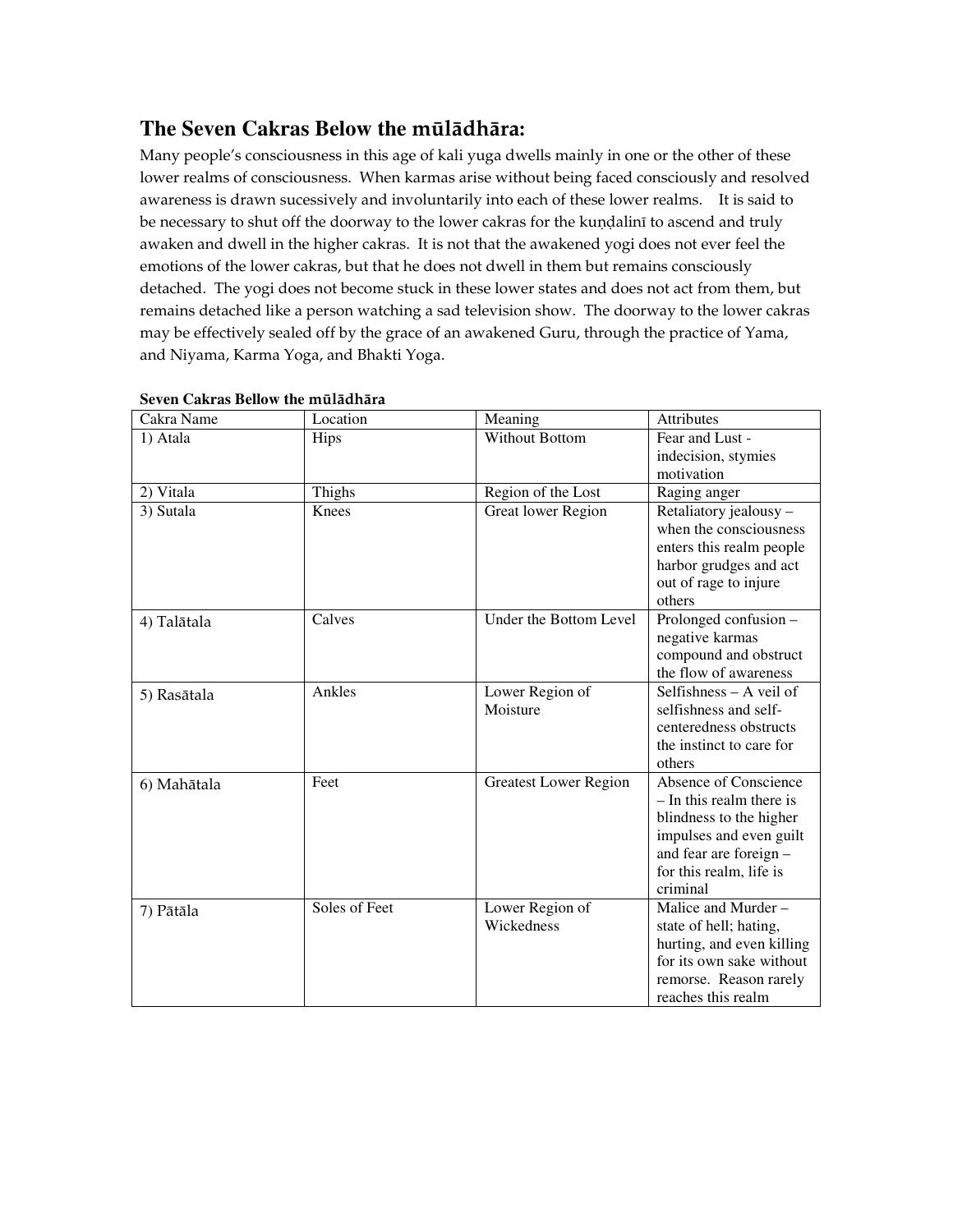## The Seven Cakras Below the mūlādhāra:

Many people's consciousness in this age of kali yuga dwells mainly in one or the other of these lower realms of consciousness. When karmas arise without being faced consciously and resolved awareness is drawn sucessively and involuntarily into each of these lower realms. It is said to be necessary to shut off the doorway to the lower cakras for the kuṇḍalinī to ascend and truly awaken and dwell in the higher cakras. It is not that the awakened yogi does not ever feel the emotions of the lower cakras, but that he does not dwell in them but remains consciously detached. The yogi does not become stuck in these lower states and does not act from them, but remains detached like a person watching a sad television show. The doorway to the lower cakras may be effectively sealed off by the grace of an awakened Guru, through the practice of Yama, and Niyama, Karma Yoga, and Bhakti Yoga.

**Seven Cakras Bellow the mūlādhāra**

| Cakra Name | Location | Meaning | Attributes |
|---|---|---|---|
| 1) Atala | Hips | Without Bottom | Fear and Lust - indecision, stymies motivation |
| 2) Vitala | Thighs | Region of the Lost | Raging anger |
| 3) Sutala | Knees | Great lower Region | Retaliatory jealousy – when the consciousness enters this realm people harbor grudges and act out of rage to injure others |
| 4) Talātala | Calves | Under the Bottom Level | Prolonged confusion – negative karmas compound and obstruct the flow of awareness |
| 5) Rasātala | Ankles | Lower Region of Moisture | Selfishness – A veil of selfishness and self-centeredness obstructs the instinct to care for others |
| 6) Mahātala | Feet | Greatest Lower Region | Absence of Conscience – In this realm there is blindness to the higher impulses and even guilt and fear are foreign – for this realm, life is criminal |
| 7) Pātāla | Soles of Feet | Lower Region of Wickedness | Malice and Murder – state of hell; hating, hurting, and even killing for its own sake without remorse. Reason rarely reaches this realm |